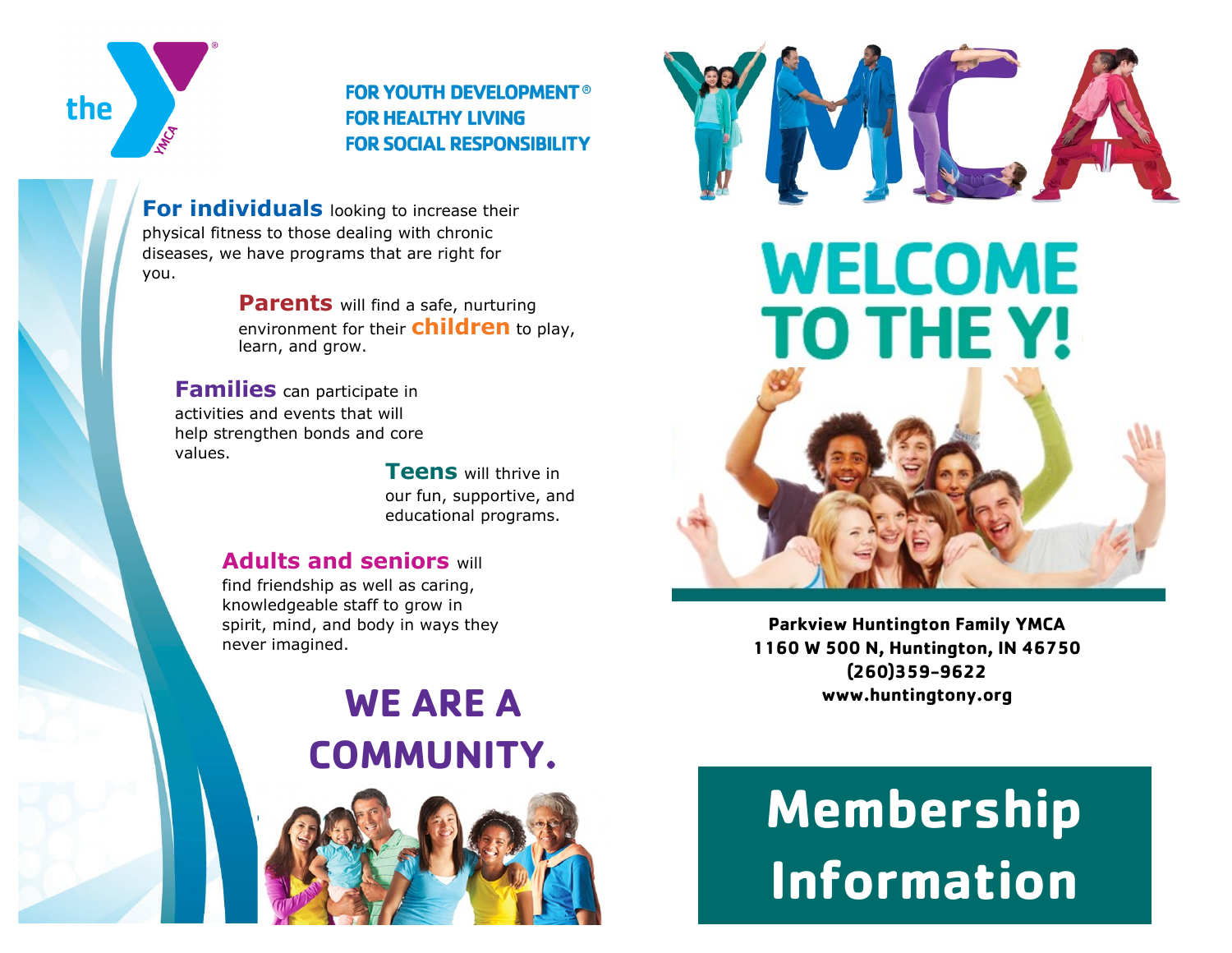FOR YOUTH DEVELOPMENT®
FOR HEALTHY LIVING
FOR SOCIAL RESPONSIBILITY

**For individuals** looking to increase their physical fitness to those dealing with chronic diseases, we have programs that are right for you.

**Parents** will find a safe, nurturing environment for their **children** to play, learn, and grow.

**Families** can participate in activities and events that will help strengthen bonds and core values.

**Teens** will thrive in our fun, supportive, and educational programs.

**Adults and seniors** will find friendship as well as caring, knowledgeable staff to grow in spirit, mind, and body in ways they never imagined.

## WE ARE A COMMUNITY.

# WELCOME TO THE Y!

**Parkview Huntington Family YMCA**
**1160 W 500 N, Huntington, IN 46750**
**(260)359-9622**
**www.huntingtony.org**

# Membership Information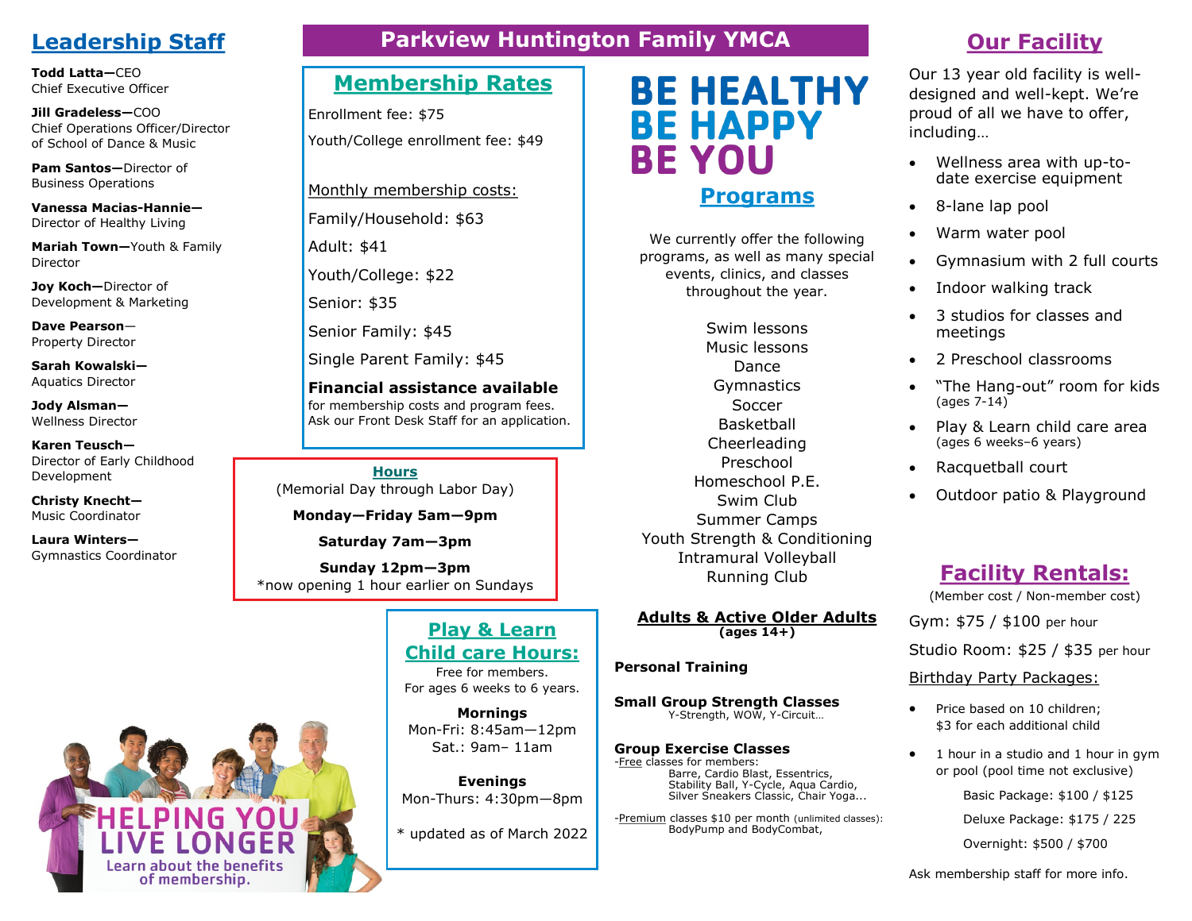# Parkview Huntington Family YMCA

## Leadership Staff

**Todd Latta—**CEO
Chief Executive Officer

**Jill Gradeless—**COO
Chief Operations Officer/Director of School of Dance & Music

**Pam Santos—**Director of Business Operations

**Vanessa Macias-Hannie—**
Director of Healthy Living

**Mariah Town—**Youth & Family Director

**Joy Koch—**Director of Development & Marketing

**Dave Pearson—**
Property Director

**Sarah Kowalski—**
Aquatics Director

**Jody Alsman—**
Wellness Director

**Karen Teusch—**
Director of Early Childhood Development

**Christy Knecht—**
Music Coordinator

**Laura Winters—**
Gymnastics Coordinator

HELPING YOU LIVE LONGER
Learn about the benefits of membership.

## Membership Rates

Enrollment fee: $75

Youth/College enrollment fee: $49

Monthly membership costs:

Family/Household: $63

Adult: $41

Youth/College: $22

Senior: $35

Senior Family: $45

Single Parent Family: $45

**Financial assistance available** for membership costs and program fees. Ask our Front Desk Staff for an application.

## Hours

(Memorial Day through Labor Day)

**Monday—Friday 5am—9pm**

**Saturday 7am—3pm**

**Sunday 12pm—3pm**

*now opening 1 hour earlier on Sundays

## Play & Learn Child care Hours:

Free for members.
For ages 6 weeks to 6 years.

**Mornings**
Mon-Fri: 8:45am—12pm
Sat.: 9am– 11am

**Evenings**
Mon-Thurs: 4:30pm—8pm

* updated as of March 2022

# BE HEALTHY BE HAPPY BE YOU

## Programs

We currently offer the following programs, as well as many special events, clinics, and classes throughout the year.

Swim lessons
Music lessons
Dance
Gymnastics
Soccer
Basketball
Cheerleading
Preschool
Homeschool P.E.
Swim Club
Summer Camps
Youth Strength & Conditioning
Intramural Volleyball
Running Club

### Adults & Active Older Adults
**(ages 14+)**

**Personal Training**

**Small Group Strength Classes**
Y-Strength, WOW, Y-Circuit…

**Group Exercise Classes**
-Free classes for members:
Barre, Cardio Blast, Essentrics, Stability Ball, Y-Cycle, Aqua Cardio, Silver Sneakers Classic, Chair Yoga...

-Premium classes $10 per month (unlimited classes): BodyPump and BodyCombat,

## Our Facility

Our 13 year old facility is well-designed and well-kept. We're proud of all we have to offer, including…

- Wellness area with up-to-date exercise equipment
- 8-lane lap pool
- Warm water pool
- Gymnasium with 2 full courts
- Indoor walking track
- 3 studios for classes and meetings
- 2 Preschool classrooms
- "The Hang-out" room for kids (ages 7-14)
- Play & Learn child care area (ages 6 weeks–6 years)
- Racquetball court
- Outdoor patio & Playground

## Facility Rentals:

(Member cost / Non-member cost)

Gym: $75 / $100 per hour

Studio Room: $25 / $35 per hour

Birthday Party Packages:

- Price based on 10 children; $3 for each additional child
- 1 hour in a studio and 1 hour in gym or pool (pool time not exclusive)

Basic Package: $100 / $125

Deluxe Package: $175 / 225

Overnight: $500 / $700

Ask membership staff for more info.